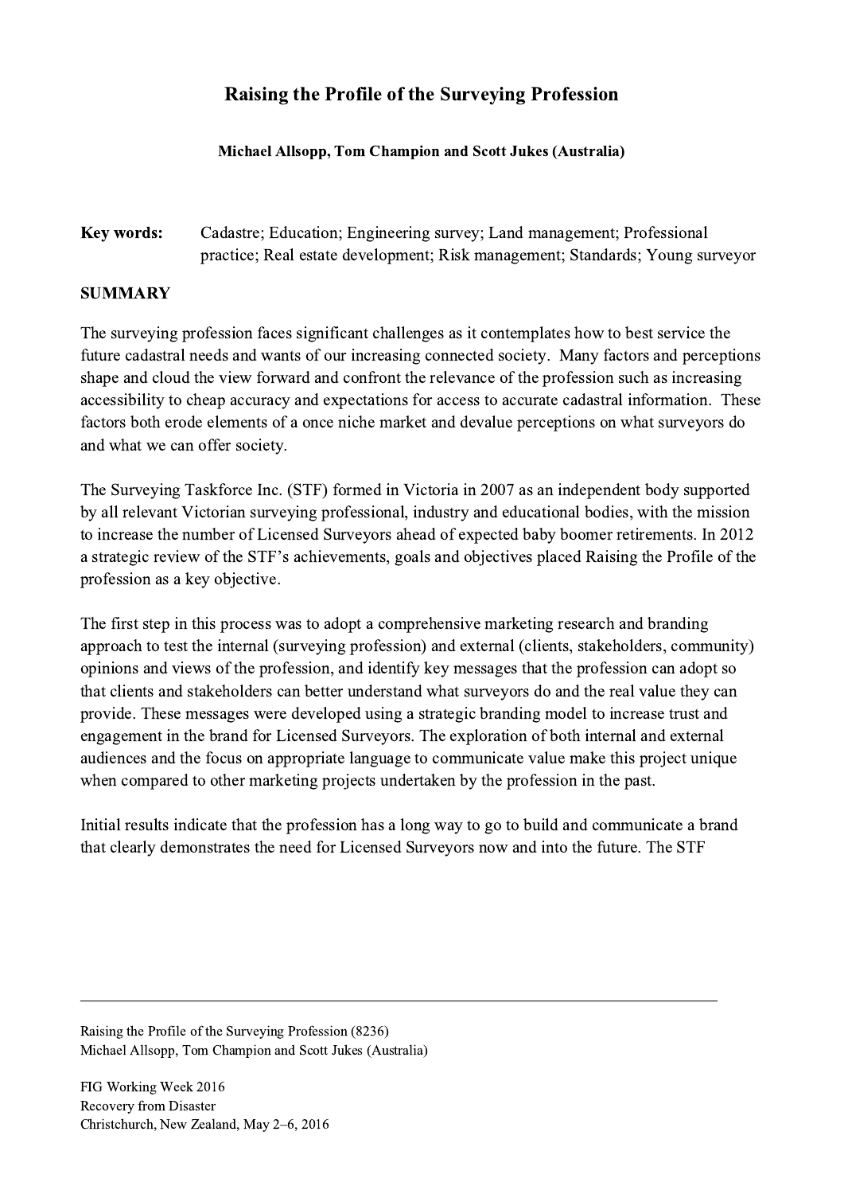# Raising the Profile of the Surveying Profession

**Michael Allsopp, Tom Champion and Scott Jukes (Australia)**

**Key words:** Cadastre; Education; Engineering survey; Land management; Professional practice; Real estate development; Risk management; Standards; Young surveyor

## SUMMARY

The surveying profession faces significant challenges as it contemplates how to best service the future cadastral needs and wants of our increasing connected society. Many factors and perceptions shape and cloud the view forward and confront the relevance of the profession such as increasing accessibility to cheap accuracy and expectations for access to accurate cadastral information. These factors both erode elements of a once niche market and devalue perceptions on what surveyors do and what we can offer society.

The Surveying Taskforce Inc. (STF) formed in Victoria in 2007 as an independent body supported by all relevant Victorian surveying professional, industry and educational bodies, with the mission to increase the number of Licensed Surveyors ahead of expected baby boomer retirements. In 2012 a strategic review of the STF's achievements, goals and objectives placed Raising the Profile of the profession as a key objective.

The first step in this process was to adopt a comprehensive marketing research and branding approach to test the internal (surveying profession) and external (clients, stakeholders, community) opinions and views of the profession, and identify key messages that the profession can adopt so that clients and stakeholders can better understand what surveyors do and the real value they can provide. These messages were developed using a strategic branding model to increase trust and engagement in the brand for Licensed Surveyors. The exploration of both internal and external audiences and the focus on appropriate language to communicate value make this project unique when compared to other marketing projects undertaken by the profession in the past.

Initial results indicate that the profession has a long way to go to build and communicate a brand that clearly demonstrates the need for Licensed Surveyors now and into the future. The STF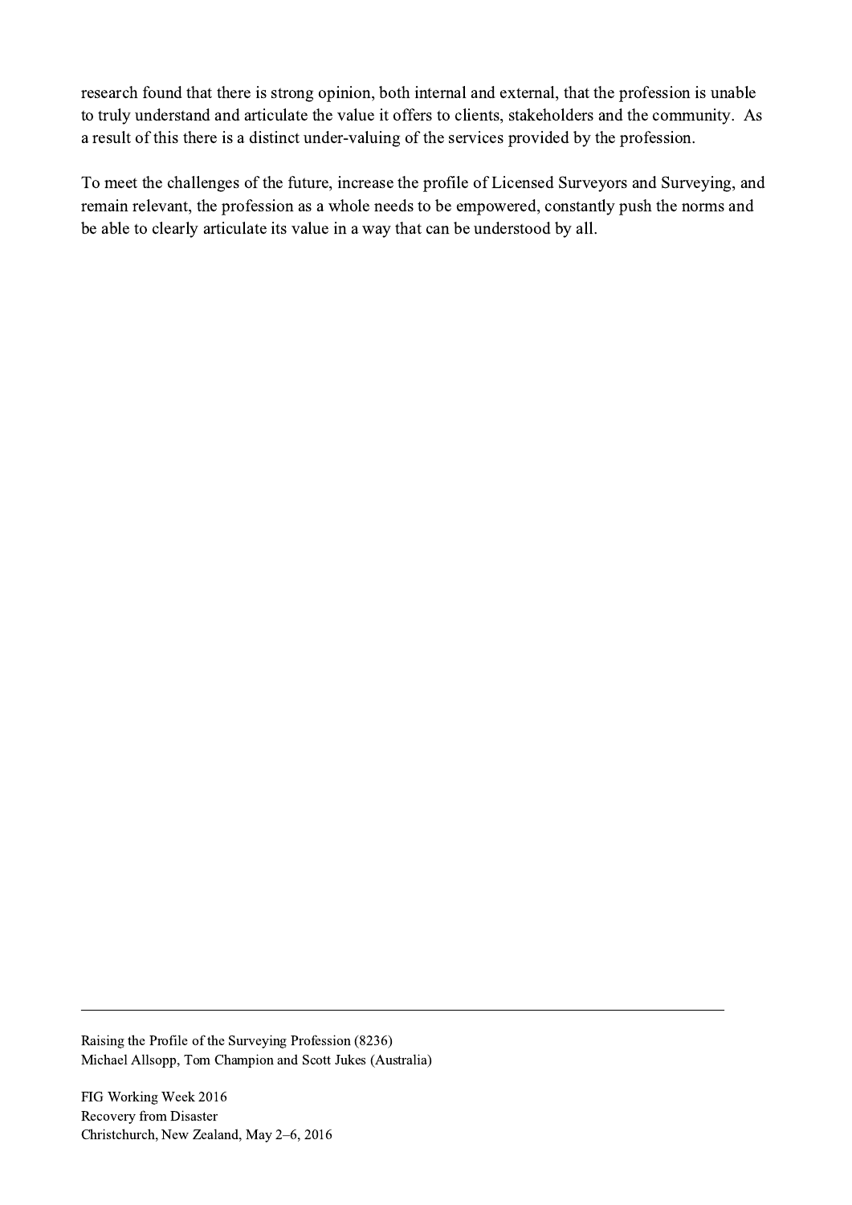research found that there is strong opinion, both internal and external, that the profession is unable to truly understand and articulate the value it offers to clients, stakeholders and the community. As a result of this there is a distinct under-valuing of the services provided by the profession.

To meet the challenges of the future, increase the profile of Licensed Surveyors and Surveying, and remain relevant, the profession as a whole needs to be empowered, constantly push the norms and be able to clearly articulate its value in a way that can be understood by all.